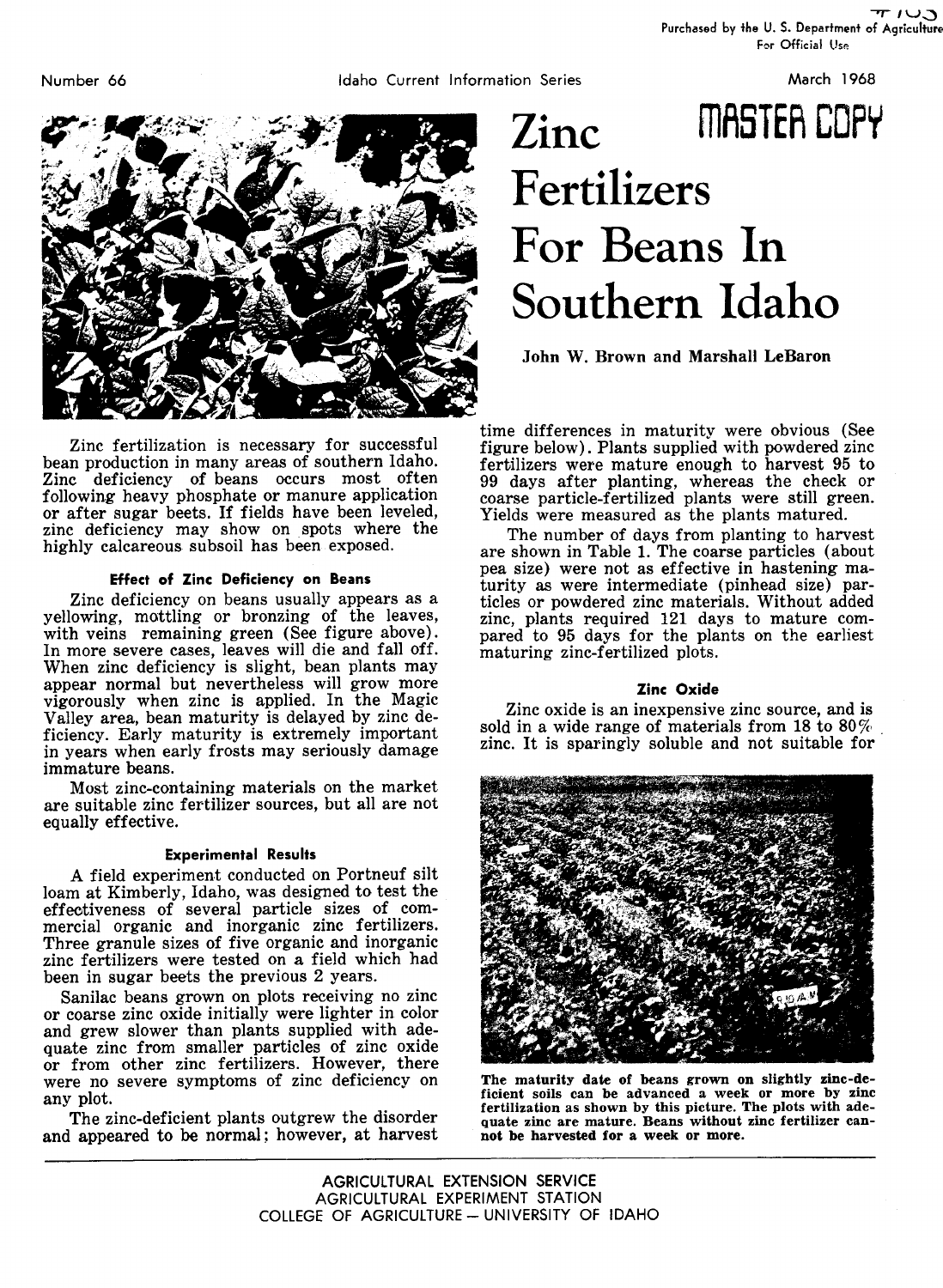Purchased by the U. S. Department of Agriculture
For Official Use

Number 66 Idaho Current Information Series March 1968

# Zinc Fertilizers For Beans In Southern Idaho

**John W. Brown and Marshall LeBaron**

Zinc fertilization is necessary for successful bean production in many areas of southern Idaho. Zinc deficiency of beans occurs most often following heavy phosphate or manure application or after sugar beets. If fields have been leveled, zinc deficiency may show on spots where the highly calcareous subsoil has been exposed.

### Effect of Zinc Deficiency on Beans

Zinc deficiency on beans usually appears as a yellowing, mottling or bronzing of the leaves, with veins remaining green (See figure above). In more severe cases, leaves will die and fall off. When zinc deficiency is slight, bean plants may appear normal but nevertheless will grow more vigorously when zinc is applied. In the Magic Valley area, bean maturity is delayed by zinc deficiency. Early maturity is extremely important in years when early frosts may seriously damage immature beans.

Most zinc-containing materials on the market are suitable zinc fertilizer sources, but all are not equally effective.

### Experimental Results

A field experiment conducted on Portneuf silt loam at Kimberly, Idaho, was designed to test the effectiveness of several particle sizes of commercial organic and inorganic zinc fertilizers. Three granule sizes of five organic and inorganic zinc fertilizers were tested on a field which had been in sugar beets the previous 2 years.

Sanilac beans grown on plots receiving no zinc or coarse zinc oxide initially were lighter in color and grew slower than plants supplied with adequate zinc from smaller particles of zinc oxide or from other zinc fertilizers. However, there were no severe symptoms of zinc deficiency on any plot.

The zinc-deficient plants outgrew the disorder and appeared to be normal; however, at harvest time differences in maturity were obvious (See figure below). Plants supplied with powdered zinc fertilizers were mature enough to harvest 95 to 99 days after planting, whereas the check or coarse particle-fertilized plants were still green. Yields were measured as the plants matured.

The number of days from planting to harvest are shown in Table 1. The coarse particles (about pea size) were not as effective in hastening maturity as were intermediate (pinhead size) particles or powdered zinc materials. Without added zinc, plants required 121 days to mature compared to 95 days for the plants on the earliest maturing zinc-fertilized plots.

### Zinc Oxide

Zinc oxide is an inexpensive zinc source, and is sold in a wide range of materials from 18 to 80% zinc. It is sparingly soluble and not suitable for

**The maturity date of beans grown on slightly zinc-deficient soils can be advanced a week or more by zinc fertilization as shown by this picture. The plots with adequate zinc are mature. Beans without zinc fertilizer cannot be harvested for a week or more.**

AGRICULTURAL EXTENSION SERVICE
AGRICULTURAL EXPERIMENT STATION
COLLEGE OF AGRICULTURE — UNIVERSITY OF IDAHO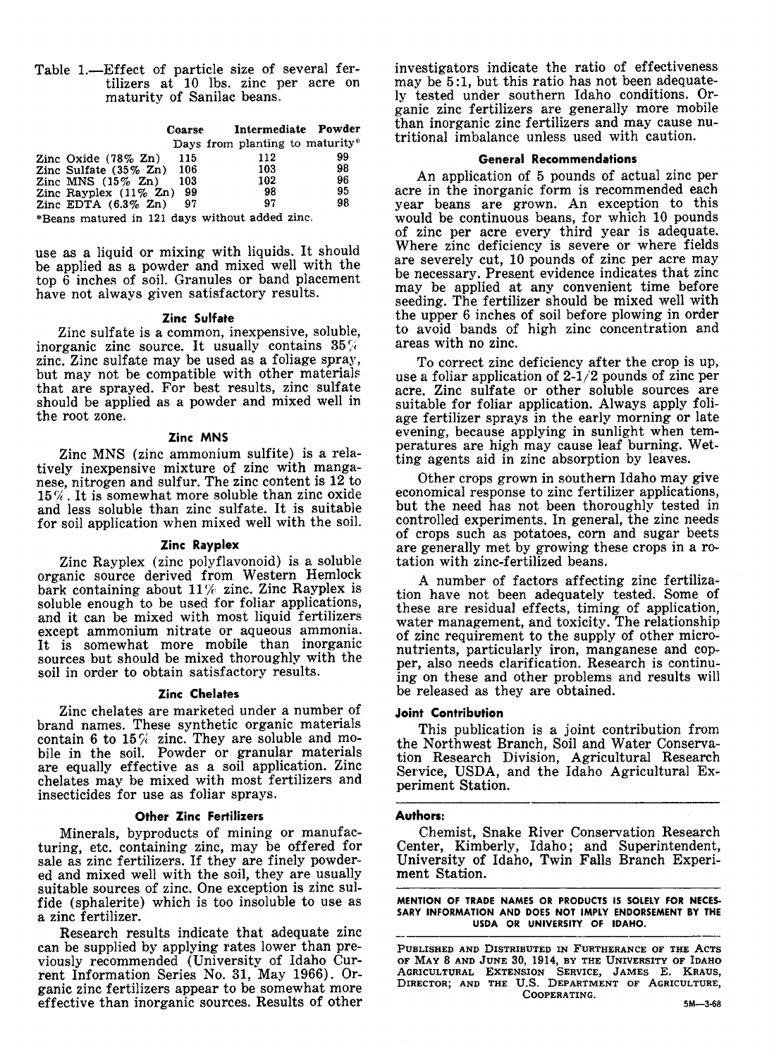Table 1.—Effect of particle size of several fertilizers at 10 lbs. zinc per acre on maturity of Sanilac beans.

| | Coarse | Intermediate | Powder |
|---|---|---|---|
| | Days from planting to maturity* | | |
| Zinc Oxide (78% Zn) | 115 | 112 | 99 |
| Zinc Sulfate (35% Zn) | 106 | 103 | 98 |
| Zinc MNS (15% Zn) | 103 | 102 | 96 |
| Zinc Rayplex (11% Zn) | 99 | 98 | 95 |
| Zinc EDTA (6.3% Zn) | 97 | 97 | 98 |

*Beans matured in 121 days without added zinc.

use as a liquid or mixing with liquids. It should be applied as a powder and mixed well with the top 6 inches of soil. Granules or band placement have not always given satisfactory results.

### Zinc Sulfate

Zinc sulfate is a common, inexpensive, soluble, inorganic zinc source. It usually contains 35% zinc. Zinc sulfate may be used as a foliage spray, but may not be compatible with other materials that are sprayed. For best results, zinc sulfate should be applied as a powder and mixed well in the root zone.

### Zinc MNS

Zinc MNS (zinc ammonium sulfite) is a relatively inexpensive mixture of zinc with manganese, nitrogen and sulfur. The zinc content is 12 to 15%. It is somewhat more soluble than zinc oxide and less soluble than zinc sulfate. It is suitable for soil application when mixed well with the soil.

### Zinc Rayplex

Zinc Rayplex (zinc polyflavonoid) is a soluble organic source derived from Western Hemlock bark containing about 11% zinc. Zinc Rayplex is soluble enough to be used for foliar applications, and it can be mixed with most liquid fertilizers except ammonium nitrate or aqueous ammonia. It is somewhat more mobile than inorganic sources but should be mixed thoroughly with the soil in order to obtain satisfactory results.

### Zinc Chelates

Zinc chelates are marketed under a number of brand names. These synthetic organic materials contain 6 to 15% zinc. They are soluble and mobile in the soil. Powder or granular materials are equally effective as a soil application. Zinc chelates may be mixed with most fertilizers and insecticides for use as foliar sprays.

### Other Zinc Fertilizers

Minerals, byproducts of mining or manufacturing, etc. containing zinc, may be offered for sale as zinc fertilizers. If they are finely powdered and mixed well with the soil, they are usually suitable sources of zinc. One exception is zinc sulfide (sphalerite) which is too insoluble to use as a zinc fertilizer.

Research results indicate that adequate zinc can be supplied by applying rates lower than previously recommended (University of Idaho Current Information Series No. 31, May 1966). Organic zinc fertilizers appear to be somewhat more effective than inorganic sources. Results of other investigators indicate the ratio of effectiveness may be 5:1, but this ratio has not been adequately tested under southern Idaho conditions. Organic zinc fertilizers are generally more mobile than inorganic zinc fertilizers and may cause nutritional imbalance unless used with caution.

### General Recommendations

An application of 5 pounds of actual zinc per acre in the inorganic form is recommended each year beans are grown. An exception to this would be continuous beans, for which 10 pounds of zinc per acre every third year is adequate. Where zinc deficiency is severe or where fields are severely cut, 10 pounds of zinc per acre may be necessary. Present evidence indicates that zinc may be applied at any convenient time before seeding. The fertilizer should be mixed well with the upper 6 inches of soil before plowing in order to avoid bands of high zinc concentration and areas with no zinc.

To correct zinc deficiency after the crop is up, use a foliar application of 2-1/2 pounds of zinc per acre. Zinc sulfate or other soluble sources are suitable for foliar application. Always apply foliage fertilizer sprays in the early morning or late evening, because applying in sunlight when temperatures are high may cause leaf burning. Wetting agents aid in zinc absorption by leaves.

Other crops grown in southern Idaho may give economical response to zinc fertilizer applications, but the need has not been thoroughly tested in controlled experiments. In general, the zinc needs of crops such as potatoes, corn and sugar beets are generally met by growing these crops in a rotation with zinc-fertilized beans.

A number of factors affecting zinc fertilization have not been adequately tested. Some of these are residual effects, timing of application, water management, and toxicity. The relationship of zinc requirement to the supply of other micronutrients, particularly iron, manganese and copper, also needs clarification. Research is continuing on these and other problems and results will be released as they are obtained.

### Joint Contribution

This publication is a joint contribution from the Northwest Branch, Soil and Water Conservation Research Division, Agricultural Research Service, USDA, and the Idaho Agricultural Experiment Station.

### Authors:

Chemist, Snake River Conservation Research Center, Kimberly, Idaho; and Superintendent, University of Idaho, Twin Falls Branch Experiment Station.

MENTION OF TRADE NAMES OR PRODUCTS IS SOLELY FOR NECESSARY INFORMATION AND DOES NOT IMPLY ENDORSEMENT BY THE USDA OR UNIVERSITY OF IDAHO.

PUBLISHED AND DISTRIBUTED IN FURTHERANCE OF THE ACTS OF MAY 8 AND JUNE 30, 1914, BY THE UNIVERSITY OF IDAHO AGRICULTURAL EXTENSION SERVICE, JAMES E. KRAUS, DIRECTOR; AND THE U.S. DEPARTMENT OF AGRICULTURE, COOPERATING.

5M—3-68